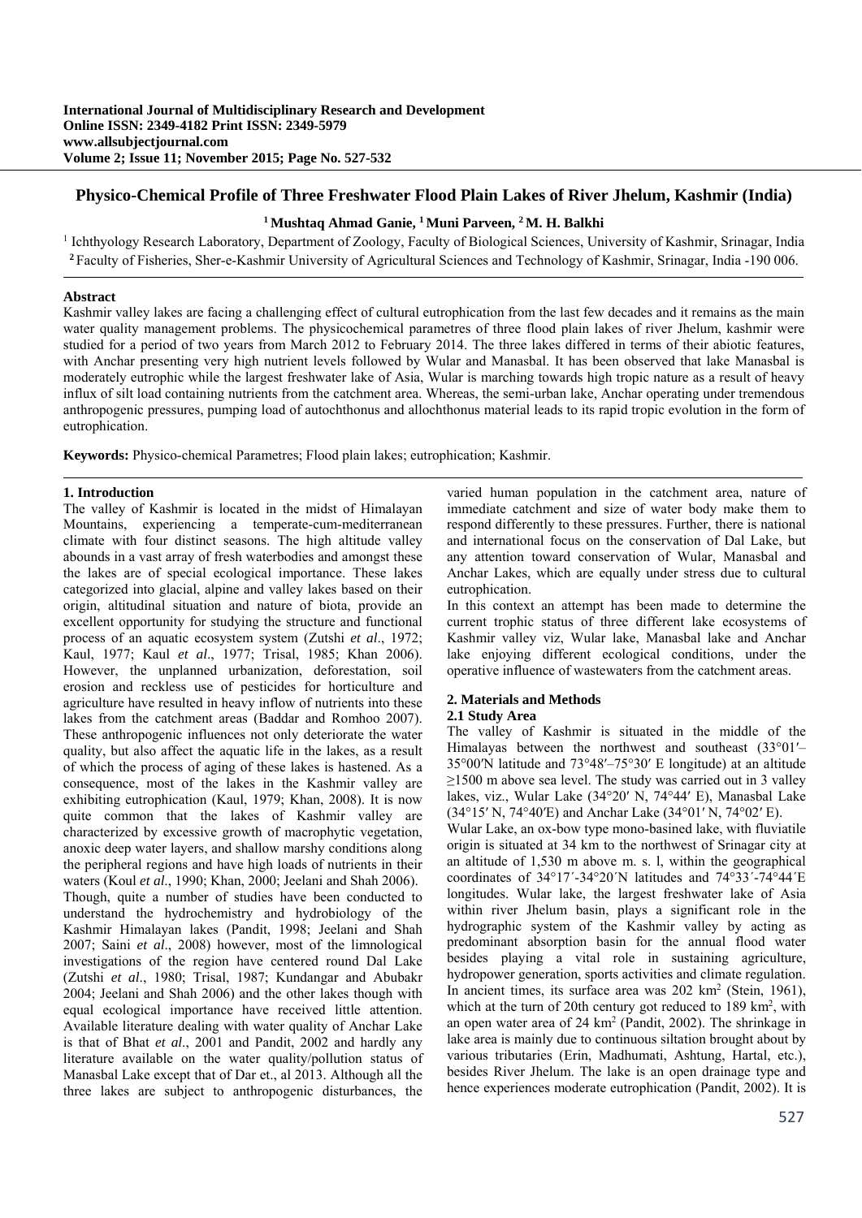# Physico-Chemical Profile of Three Freshwater Flood Plain Lakes of River Jhelum, Kashmir (India)

**[1] Mushtaq Ahmad Ganie, [1] Muni Parveen, [2] M. H. Balkhi**

[1] Ichthyology Research Laboratory, Department of Zoology, Faculty of Biological Sciences, University of Kashmir, Srinagar, India

[2] Faculty of Fisheries, Sher-e-Kashmir University of Agricultural Sciences and Technology of Kashmir, Srinagar, India -190 006.

## Abstract

Kashmir valley lakes are facing a challenging effect of cultural eutrophication from the last few decades and it remains as the main water quality management problems. The physicochemical parametres of three flood plain lakes of river Jhelum, kashmir were studied for a period of two years from March 2012 to February 2014. The three lakes differed in terms of their abiotic features, with Anchar presenting very high nutrient levels followed by Wular and Manasbal. It has been observed that lake Manasbal is moderately eutrophic while the largest freshwater lake of Asia, Wular is marching towards high tropic nature as a result of heavy influx of silt load containing nutrients from the catchment area. Whereas, the semi-urban lake, Anchar operating under tremendous anthropogenic pressures, pumping load of autochthonus and allochthonus material leads to its rapid tropic evolution in the form of eutrophication.

**Keywords:** Physico-chemical Parametres; Flood plain lakes; eutrophication; Kashmir.

## 1. Introduction

The valley of Kashmir is located in the midst of Himalayan Mountains, experiencing a temperate-cum-mediterranean climate with four distinct seasons. The high altitude valley abounds in a vast array of fresh waterbodies and amongst these the lakes are of special ecological importance. These lakes categorized into glacial, alpine and valley lakes based on their origin, altitudinal situation and nature of biota, provide an excellent opportunity for studying the structure and functional process of an aquatic ecosystem system (Zutshi *et al*., 1972; Kaul, 1977; Kaul *et al*., 1977; Trisal, 1985; Khan 2006). However, the unplanned urbanization, deforestation, soil erosion and reckless use of pesticides for horticulture and agriculture have resulted in heavy inflow of nutrients into these lakes from the catchment areas (Baddar and Romhoo 2007). These anthropogenic influences not only deteriorate the water quality, but also affect the aquatic life in the lakes, as a result of which the process of aging of these lakes is hastened. As a consequence, most of the lakes in the Kashmir valley are exhibiting eutrophication (Kaul, 1979; Khan, 2008). It is now quite common that the lakes of Kashmir valley are characterized by excessive growth of macrophytic vegetation, anoxic deep water layers, and shallow marshy conditions along the peripheral regions and have high loads of nutrients in their waters (Koul *et al*., 1990; Khan, 2000; Jeelani and Shah 2006).

Though, quite a number of studies have been conducted to understand the hydrochemistry and hydrobiology of the Kashmir Himalayan lakes (Pandit, 1998; Jeelani and Shah 2007; Saini *et al*., 2008) however, most of the limnological investigations of the region have centered round Dal Lake (Zutshi *et al*., 1980; Trisal, 1987; Kundangar and Abubakr 2004; Jeelani and Shah 2006) and the other lakes though with equal ecological importance have received little attention. Available literature dealing with water quality of Anchar Lake is that of Bhat *et al*., 2001 and Pandit, 2002 and hardly any literature available on the water quality/pollution status of Manasbal Lake except that of Dar et., al 2013. Although all the three lakes are subject to anthropogenic disturbances, the varied human population in the catchment area, nature of immediate catchment and size of water body make them to respond differently to these pressures. Further, there is national and international focus on the conservation of Dal Lake, but any attention toward conservation of Wular, Manasbal and Anchar Lakes, which are equally under stress due to cultural eutrophication.

In this context an attempt has been made to determine the current trophic status of three different lake ecosystems of Kashmir valley viz, Wular lake, Manasbal lake and Anchar lake enjoying different ecological conditions, under the operative influence of wastewaters from the catchment areas.

## 2. Materials and Methods

### 2.1 Study Area

The valley of Kashmir is situated in the middle of the Himalayas between the northwest and southeast (33°01′–35°00′N latitude and 73°48′–75°30′ E longitude) at an altitude ≥1500 m above sea level. The study was carried out in 3 valley lakes, viz., Wular Lake (34°20′ N, 74°44′ E), Manasbal Lake (34°15′ N, 74°40′E) and Anchar Lake (34°01′ N, 74°02′ E).

Wular Lake, an ox-bow type mono-basined lake, with fluviatile origin is situated at 34 km to the northwest of Srinagar city at an altitude of 1,530 m above m. s. l, within the geographical coordinates of 34°17´-34°20´N latitudes and 74°33´-74°44´E longitudes. Wular lake, the largest freshwater lake of Asia within river Jhelum basin, plays a significant role in the hydrographic system of the Kashmir valley by acting as predominant absorption basin for the annual flood water besides playing a vital role in sustaining agriculture, hydropower generation, sports activities and climate regulation. In ancient times, its surface area was 202 km$^2$ (Stein, 1961), which at the turn of 20th century got reduced to 189 km$^2$, with an open water area of 24 km$^2$ (Pandit, 2002). The shrinkage in lake area is mainly due to continuous siltation brought about by various tributaries (Erin, Madhumati, Ashtung, Hartal, etc.), besides River Jhelum. The lake is an open drainage type and hence experiences moderate eutrophication (Pandit, 2002). It is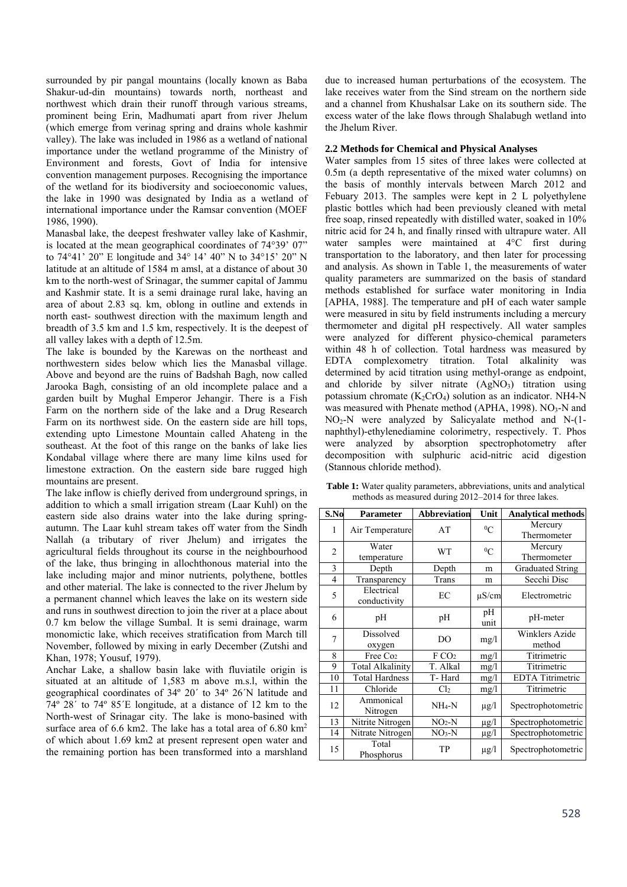surrounded by pir pangal mountains (locally known as Baba Shakur-ud-din mountains) towards north, northeast and northwest which drain their runoff through various streams, prominent being Erin, Madhumati apart from river Jhelum (which emerge from verinag spring and drains whole kashmir valley). The lake was included in 1986 as a wetland of national importance under the wetland programme of the Ministry of Environment and forests, Govt of India for intensive convention management purposes. Recognising the importance of the wetland for its biodiversity and socioeconomic values, the lake in 1990 was designated by India as a wetland of international importance under the Ramsar convention (MOEF 1986, 1990).

Manasbal lake, the deepest freshwater valley lake of Kashmir, is located at the mean geographical coordinates of 74°39' 07" to 74°41' 20" E longitude and 34° 14' 40" N to 34°15' 20" N latitude at an altitude of 1584 m amsl, at a distance of about 30 km to the north-west of Srinagar, the summer capital of Jammu and Kashmir state. It is a semi drainage rural lake, having an area of about 2.83 sq. km, oblong in outline and extends in north east- southwest direction with the maximum length and breadth of 3.5 km and 1.5 km, respectively. It is the deepest of all valley lakes with a depth of 12.5m.

The lake is bounded by the Karewas on the northeast and northwestern sides below which lies the Manasbal village. Above and beyond are the ruins of Badshah Bagh, now called Jarooka Bagh, consisting of an old incomplete palace and a garden built by Mughal Emperor Jehangir. There is a Fish Farm on the northern side of the lake and a Drug Research Farm on its northwest side. On the eastern side are hill tops, extending upto Limestone Mountain called Ahateng in the southeast. At the foot of this range on the banks of lake lies Kondabal village where there are many lime kilns used for limestone extraction. On the eastern side bare rugged high mountains are present.

The lake inflow is chiefly derived from underground springs, in addition to which a small irrigation stream (Laar Kuhl) on the eastern side also drains water into the lake during spring-autumn. The Laar kuhl stream takes off water from the Sindh Nallah (a tributary of river Jhelum) and irrigates the agricultural fields throughout its course in the neighbourhood of the lake, thus bringing in allochthonous material into the lake including major and minor nutrients, polythene, bottles and other material. The lake is connected to the river Jhelum by a permanent channel which leaves the lake on its western side and runs in southwest direction to join the river at a place about 0.7 km below the village Sumbal. It is semi drainage, warm monomictic lake, which receives stratification from March till November, followed by mixing in early December (Zutshi and Khan, 1978; Yousuf, 1979).

Anchar Lake, a shallow basin lake with fluviatile origin is situated at an altitude of 1,583 m above m.s.l, within the geographical coordinates of 34º 20´ to 34º 26´N latitude and 74º 28´ to 74º 85´E longitude, at a distance of 12 km to the North-west of Srinagar city. The lake is mono-basined with surface area of 6.6 km2. The lake has a total area of 6.80 km$^2$ of which about 1.69 km2 at present represent open water and the remaining portion has been transformed into a marshland due to increased human perturbations of the ecosystem. The lake receives water from the Sind stream on the northern side and a channel from Khushalsar Lake on its southern side. The excess water of the lake flows through Shalabugh wetland into the Jhelum River.

### 2.2 Methods for Chemical and Physical Analyses

Water samples from 15 sites of three lakes were collected at 0.5m (a depth representative of the mixed water columns) on the basis of monthly intervals between March 2012 and Febuary 2013. The samples were kept in 2 L polyethylene plastic bottles which had been previously cleaned with metal free soap, rinsed repeatedly with distilled water, soaked in 10% nitric acid for 24 h, and finally rinsed with ultrapure water. All water samples were maintained at 4°C first during transportation to the laboratory, and then later for processing and analysis. As shown in Table 1, the measurements of water quality parameters are summarized on the basis of standard methods established for surface water monitoring in India [APHA, 1988]. The temperature and pH of each water sample were measured in situ by field instruments including a mercury thermometer and digital pH respectively. All water samples were analyzed for different physico-chemical parameters within 48 h of collection. Total hardness was measured by EDTA complexometry titration. Total alkalinity was determined by acid titration using methyl-orange as endpoint, and chloride by silver nitrate ($AgNO_3$) titration using potassium chromate ($K_2CrO_4$) solution as an indicator. NH4-N was measured with Phenate method (APHA, 1998). $NO_3$-N and $NO_2$-N were analyzed by Salicyalate method and N-(1-naphthyl)-ethylenediamine colorimetry, respectively. T. Phos were analyzed by absorption spectrophotometry after decomposition with sulphuric acid-nitric acid digestion (Stannous chloride method).

**Table 1:** Water quality parameters, abbreviations, units and analytical methods as measured during 2012–2014 for three lakes.

| S.No | Parameter | Abbreviation | Unit | Analytical methods |
|---|---|---|---|---|
| 1 | Air Temperature | AT | $^0$C | Mercury Thermometer |
| 2 | Water temperature | WT | $^0$C | Mercury Thermometer |
| 3 | Depth | Depth | m | Graduated String |
| 4 | Transparency | Trans | m | Secchi Disc |
| 5 | Electrical conductivity | EC | µS/cm | Electrometric |
| 6 | pH | pH | pH unit | pH-meter |
| 7 | Dissolved oxygen | DO | mg/l | Winklers Azide method |
| 8 | Free $Co_2$ | F $CO_2$ | mg/l | Titrimetric |
| 9 | Total Alkalinity | T. Alkal | mg/l | Titrimetric |
| 10 | Total Hardness | T- Hard | mg/l | EDTA Titrimetric |
| 11 | Chloride | $Cl_2$ | mg/l | Titrimetric |
| 12 | Ammonical Nitrogen | $NH_4$-N | µg/l | Spectrophotometric |
| 13 | Nitrite Nitrogen | $NO_2$-N | µg/l | Spectrophotometric |
| 14 | Nitrate Nitrogen | $NO_3$-N | µg/l | Spectrophotometric |
| 15 | Total Phosphorus | TP | µg/l | Spectrophotometric |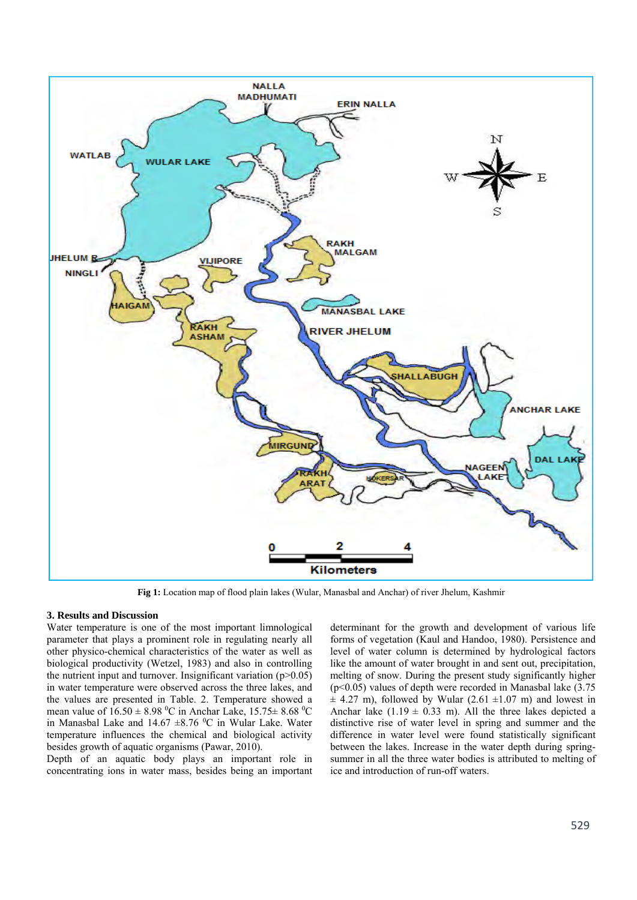**Fig 1:** Location map of flood plain lakes (Wular, Manasbal and Anchar) of river Jhelum, Kashmir

### 3. Results and Discussion

Water temperature is one of the most important limnological parameter that plays a prominent role in regulating nearly all other physico-chemical characteristics of the water as well as biological productivity (Wetzel, 1983) and also in controlling the nutrient input and turnover. Insignificant variation ($p>0.05$) in water temperature were observed across the three lakes, and the values are presented in Table. 2. Temperature showed a mean value of 16.50 ± 8.98 $^0$C in Anchar Lake, 15.75± 8.68 $^0$C in Manasbal Lake and 14.67 ±8.76 $^0$C in Wular Lake. Water temperature influences the chemical and biological activity besides growth of aquatic organisms (Pawar, 2010).

Depth of an aquatic body plays an important role in concentrating ions in water mass, besides being an important determinant for the growth and development of various life forms of vegetation (Kaul and Handoo, 1980). Persistence and level of water column is determined by hydrological factors like the amount of water brought in and sent out, precipitation, melting of snow. During the present study significantly higher ($p<0.05$) values of depth were recorded in Manasbal lake (3.75 ± 4.27 m), followed by Wular (2.61 ±1.07 m) and lowest in Anchar lake (1.19 ± 0.33 m). All the three lakes depicted a distinctive rise of water level in spring and summer and the difference in water level were found statistically significant between the lakes. Increase in the water depth during spring-summer in all the three water bodies is attributed to melting of ice and introduction of run-off waters.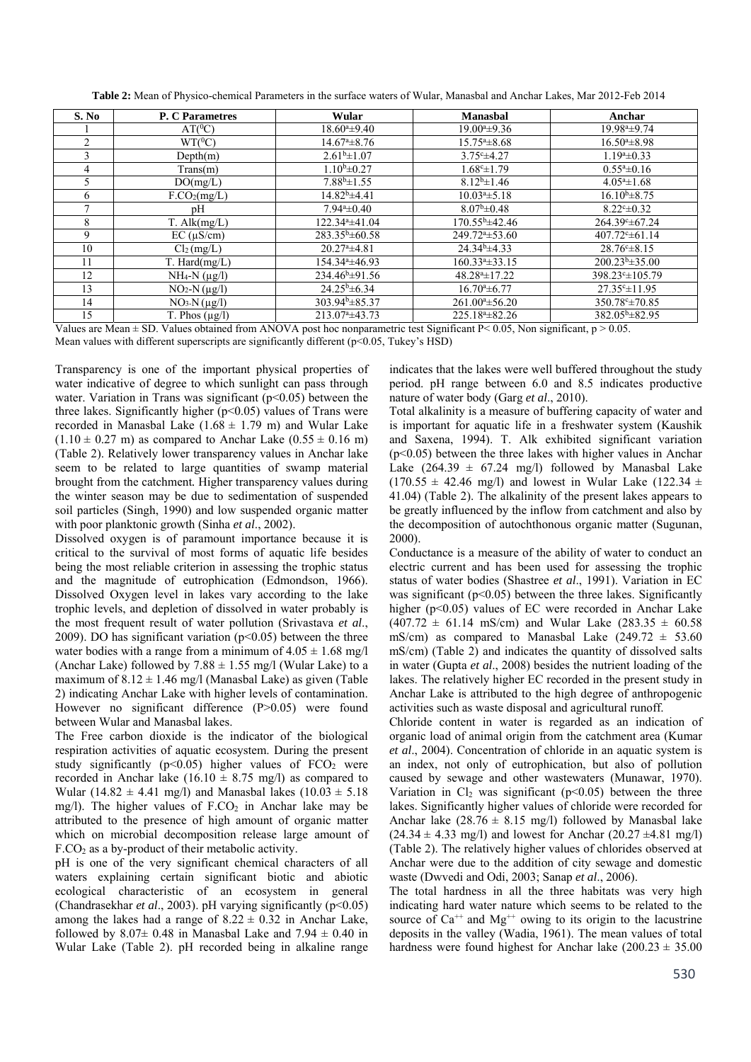**Table 2:** Mean of Physico-chemical Parameters in the surface waters of Wular, Manasbal and Anchar Lakes, Mar 2012-Feb 2014

| S. No | P. C Parametres | Wular | Manasbal | Anchar |
|---|---|---|---|---|
| 1 | AT($^0$C) | 18.60$^a$±9.40 | 19.00$^a$±9.36 | 19.98$^a$±9.74 |
| 2 | WT($^0$C) | 14.67$^a$±8.76 | 15.75$^a$±8.68 | 16.50$^a$±8.98 |
| 3 | Depth(m) | 2.61$^b$±1.07 | 3.75$^c$±4.27 | 1.19$^a$±0.33 |
| 4 | Trans(m) | 1.10$^b$±0.27 | 1.68$^c$±1.79 | 0.55$^a$±0.16 |
| 5 | DO(mg/L) | 7.88$^b$±1.55 | 8.12$^b$±1.46 | 4.05$^a$±1.68 |
| 6 | F.$CO_2$(mg/L) | 14.82$^b$±4.41 | 10.03$^a$±5.18 | 16.10$^b$±8.75 |
| 7 | pH | 7.94$^a$±0.40 | 8.07$^b$±0.48 | 8.22$^c$±0.32 |
| 8 | T. Alk(mg/L) | 122.34$^a$±41.04 | 170.55$^b$±42.46 | 264.39$^c$±67.24 |
| 9 | EC (µS/cm) | 283.35$^b$±60.58 | 249.72$^a$±53.60 | 407.72$^c$±61.14 |
| 10 | $Cl_2$ (mg/L) | 20.27$^a$±4.81 | 24.34$^b$±4.33 | 28.76$^c$±8.15 |
| 11 | T. Hard(mg/L) | 154.34$^a$±46.93 | 160.33$^a$±33.15 | 200.23$^b$±35.00 |
| 12 | $NH_4$-N (µg/l) | 234.46$^b$±91.56 | 48.28$^a$±17.22 | 398.23$^c$±105.79 |
| 13 | $NO_2$-N (µg/l) | 24.25$^b$±6.34 | 16.70$^a$±6.77 | 27.35$^c$±11.95 |
| 14 | $NO_3$-N (µg/l) | 303.94$^b$±85.37 | 261.00$^a$±56.20 | 350.78$^c$±70.85 |
| 15 | T. Phos (µg/l) | 213.07$^a$±43.73 | 225.18$^a$±82.26 | 382.05$^b$±82.95 |

Values are Mean ± SD. Values obtained from ANOVA post hoc nonparametric test Significant P< 0.05, Non significant, p > 0.05.
Mean values with different superscripts are significantly different (p<0.05, Tukey's HSD)

Transparency is one of the important physical properties of water indicative of degree to which sunlight can pass through water. Variation in Trans was significant ($p<0.05$) between the three lakes. Significantly higher ($p<0.05$) values of Trans were recorded in Manasbal Lake (1.68 ± 1.79 m) and Wular Lake (1.10 ± 0.27 m) as compared to Anchar Lake (0.55 ± 0.16 m) (Table 2). Relatively lower transparency values in Anchar lake seem to be related to large quantities of swamp material brought from the catchment. Higher transparency values during the winter season may be due to sedimentation of suspended soil particles (Singh, 1990) and low suspended organic matter with poor planktonic growth (Sinha *et al*., 2002).

Dissolved oxygen is of paramount importance because it is critical to the survival of most forms of aquatic life besides being the most reliable criterion in assessing the trophic status and the magnitude of eutrophication (Edmondson, 1966). Dissolved Oxygen level in lakes vary according to the lake trophic levels, and depletion of dissolved in water probably is the most frequent result of water pollution (Srivastava *et al*., 2009). DO has significant variation ($p<0.05$) between the three water bodies with a range from a minimum of 4.05 ± 1.68 mg/l (Anchar Lake) followed by 7.88 ± 1.55 mg/l (Wular Lake) to a maximum of 8.12 ± 1.46 mg/l (Manasbal Lake) as given (Table 2) indicating Anchar Lake with higher levels of contamination. However no significant difference ($P>0.05$) were found between Wular and Manasbal lakes.

The Free carbon dioxide is the indicator of the biological respiration activities of aquatic ecosystem. During the present study significantly ($p<0.05$) higher values of F$CO_2$ were recorded in Anchar lake (16.10 ± 8.75 mg/l) as compared to Wular (14.82 ± 4.41 mg/l) and Manasbal lakes (10.03 ± 5.18 mg/l). The higher values of F.$CO_2$ in Anchar lake may be attributed to the presence of high amount of organic matter which on microbial decomposition release large amount of F.$CO_2$ as a by-product of their metabolic activity.

pH is one of the very significant chemical characters of all waters explaining certain significant biotic and abiotic ecological characteristic of an ecosystem in general (Chandrasekhar *et al*., 2003). pH varying significantly ($p<0.05$) among the lakes had a range of 8.22 ± 0.32 in Anchar Lake, followed by 8.07± 0.48 in Manasbal Lake and 7.94 ± 0.40 in Wular Lake (Table 2). pH recorded being in alkaline range indicates that the lakes were well buffered throughout the study period. pH range between 6.0 and 8.5 indicates productive nature of water body (Garg *et al*., 2010).

Total alkalinity is a measure of buffering capacity of water and is important for aquatic life in a freshwater system (Kaushik and Saxena, 1994). T. Alk exhibited significant variation ($p<0.05$) between the three lakes with higher values in Anchar Lake (264.39 ± 67.24 mg/l) followed by Manasbal Lake (170.55 ± 42.46 mg/l) and lowest in Wular Lake (122.34 ± 41.04) (Table 2). The alkalinity of the present lakes appears to be greatly influenced by the inflow from catchment and also by the decomposition of autochthonous organic matter (Sugunan, 2000).

Conductance is a measure of the ability of water to conduct an electric current and has been used for assessing the trophic status of water bodies (Shastree *et al*., 1991). Variation in EC was significant ($p<0.05$) between the three lakes. Significantly higher ($p<0.05$) values of EC were recorded in Anchar Lake (407.72 ± 61.14 mS/cm) and Wular Lake (283.35 ± 60.58 mS/cm) as compared to Manasbal Lake (249.72 ± 53.60 mS/cm) (Table 2) and indicates the quantity of dissolved salts in water (Gupta *et al*., 2008) besides the nutrient loading of the lakes. The relatively higher EC recorded in the present study in Anchar Lake is attributed to the high degree of anthropogenic activities such as waste disposal and agricultural runoff.

Chloride content in water is regarded as an indication of organic load of animal origin from the catchment area (Kumar *et al*., 2004). Concentration of chloride in an aquatic system is an index, not only of eutrophication, but also of pollution caused by sewage and other wastewaters (Munawar, 1970). Variation in $Cl_2$ was significant ($p<0.05$) between the three lakes. Significantly higher values of chloride were recorded for Anchar lake (28.76 ± 8.15 mg/l) followed by Manasbal lake (24.34 ± 4.33 mg/l) and lowest for Anchar (20.27 ±4.81 mg/l) (Table 2). The relatively higher values of chlorides observed at Anchar were due to the addition of city sewage and domestic waste (Dwvedi and Odi, 2003; Sanap *et al*., 2006).

The total hardness in all the three habitats was very high indicating hard water nature which seems to be related to the source of $Ca^{++}$ and $Mg^{++}$ owing to its origin to the lacustrine deposits in the valley (Wadia, 1961). The mean values of total hardness were found highest for Anchar lake (200.23 ± 35.00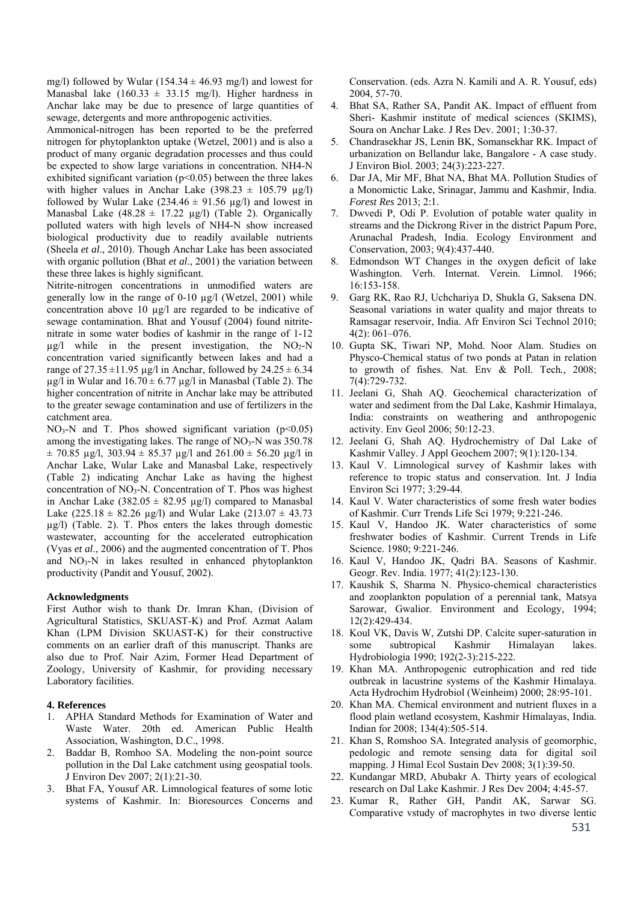mg/l) followed by Wular (154.34 ± 46.93 mg/l) and lowest for Manasbal lake (160.33 ± 33.15 mg/l). Higher hardness in Anchar lake may be due to presence of large quantities of sewage, detergents and more anthropogenic activities.

Ammonical-nitrogen has been reported to be the preferred nitrogen for phytoplankton uptake (Wetzel, 2001) and is also a product of many organic degradation processes and thus could be expected to show large variations in concentration. NH4-N exhibited significant variation ($p<0.05$) between the three lakes with higher values in Anchar Lake (398.23 ± 105.79 µg/l) followed by Wular Lake (234.46 ± 91.56 µg/l) and lowest in Manasbal Lake (48.28 ± 17.22 µg/l) (Table 2). Organically polluted waters with high levels of NH4-N show increased biological productivity due to readily available nutrients (Sheela *et al*., 2010). Though Anchar Lake has been associated with organic pollution (Bhat *et al*., 2001) the variation between these three lakes is highly significant.

Nitrite-nitrogen concentrations in unmodified waters are generally low in the range of 0-10 µg/l (Wetzel, 2001) while concentration above 10 µg/l are regarded to be indicative of sewage contamination. Bhat and Yousuf (2004) found nitrite-nitrate in some water bodies of kashmir in the range of 1-12 µg/l while in the present investigation, the $NO_2$-N concentration varied significantly between lakes and had a range of 27.35 ±11.95 µg/l in Anchar, followed by 24.25 ± 6.34 µg/l in Wular and 16.70 ± 6.77 µg/l in Manasbal (Table 2). The higher concentration of nitrite in Anchar lake may be attributed to the greater sewage contamination and use of fertilizers in the catchment area.

$NO_3$-N and T. Phos showed significant variation ($p<0.05$) among the investigating lakes. The range of $NO_3$-N was 350.78 ± 70.85 µg/l, 303.94 ± 85.37 µg/l and 261.00 ± 56.20 µg/l in Anchar Lake, Wular Lake and Manasbal Lake, respectively (Table 2) indicating Anchar Lake as having the highest concentration of $NO_3$-N. Concentration of T. Phos was highest in Anchar Lake (382.05 ± 82.95 µg/l) compared to Manasbal Lake (225.18 ± 82.26 µg/l) and Wular Lake (213.07 ± 43.73 µg/l) (Table. 2). T. Phos enters the lakes through domestic wastewater, accounting for the accelerated eutrophication (Vyas *et al*., 2006) and the augmented concentration of T. Phos and $NO_3$-N in lakes resulted in enhanced phytoplankton productivity (Pandit and Yousuf, 2002).

**Acknowledgments**

First Author wish to thank Dr. Imran Khan, (Division of Agricultural Statistics, SKUAST-K) and Prof. Azmat Aalam Khan (LPM Division SKUAST-K) for their constructive comments on an earlier draft of this manuscript. Thanks are also due to Prof. Nair Azim, Former Head Department of Zoology, University of Kashmir, for providing necessary Laboratory facilities.

## 4. References

1. APHA Standard Methods for Examination of Water and Waste Water. 20th ed. American Public Health Association, Washington, D.C., 1998.
2. Baddar B, Romhoo SA. Modeling the non-point source pollution in the Dal Lake catchment using geospatial tools. J Environ Dev 2007; 2(1):21-30.
3. Bhat FA, Yousuf AR. Limnological features of some lotic systems of Kashmir. In: Bioresources Concerns and Conservation. (eds. Azra N. Kamili and A. R. Yousuf, eds) 2004, 57-70.
4. Bhat SA, Rather SA, Pandit AK. Impact of effluent from Sheri- Kashmir institute of medical sciences (SKIMS), Soura on Anchar Lake. J Res Dev. 2001; 1:30-37.
5. Chandrasekhar JS, Lenin BK, Somansekhar RK. Impact of urbanization on Bellandur lake, Bangalore - A case study. J Environ Biol. 2003; 24(3):223-227.
6. Dar JA, Mir MF, Bhat NA, Bhat MA. Pollution Studies of a Monomictic Lake, Srinagar, Jammu and Kashmir, India. *Forest Res* 2013; 2:1.
7. Dwvedi P, Odi P. Evolution of potable water quality in streams and the Dickrong River in the district Papum Pore, Arunachal Pradesh, India. Ecology Environment and Conservation, 2003; 9(4):437-440.
8. Edmondson WT Changes in the oxygen deficit of lake Washington. Verh. Internat. Verein. Limnol. 1966; 16:153-158.
9. Garg RK, Rao RJ, Uchchariya D, Shukla G, Saksena DN. Seasonal variations in water quality and major threats to Ramsagar reservoir, India. Afr Environ Sci Technol 2010; 4(2): 061–076.
10. Gupta SK, Tiwari NP, Mohd. Noor Alam. Studies on Physco-Chemical status of two ponds at Patan in relation to growth of fishes. Nat. Env & Poll. Tech*.,* 2008; 7(4):729-732.
11. Jeelani G, Shah AQ. Geochemical characterization of water and sediment from the Dal Lake, Kashmir Himalaya, India: constraints on weathering and anthropogenic activity. Env Geol 2006; 50:12-23.
12. Jeelani G, Shah AQ. Hydrochemistry of Dal Lake of Kashmir Valley. J Appl Geochem 2007; 9(1):120-134.
13. Kaul V. Limnological survey of Kashmir lakes with reference to tropic status and conservation. Int. J India Environ Sci 1977; 3:29-44.
14. Kaul V. Water characteristics of some fresh water bodies of Kashmir. Curr Trends Life Sci 1979; 9:221-246.
15. Kaul V, Handoo JK. Water characteristics of some freshwater bodies of Kashmir. Current Trends in Life Science. 1980; 9:221-246.
16. Kaul V, Handoo JK, Qadri BA. Seasons of Kashmir. Geogr. Rev. India. 1977; 41(2):123-130.
17. Kaushik S, Sharma N. Physico-chemical characteristics and zooplankton population of a perennial tank, Matsya Sarowar, Gwalior. Environment and Ecology, 1994; 12(2):429-434.
18. Koul VK, Davis W, Zutshi DP. Calcite super-saturation in some subtropical Kashmir Himalayan lakes. Hydrobiologia 1990; 192(2-3):215-222.
19. Khan MA. Anthropogenic eutrophication and red tide outbreak in lacustrine systems of the Kashmir Himalaya. Acta Hydrochim Hydrobiol (Weinheim) 2000; 28:95-101.
20. Khan MA. Chemical environment and nutrient fluxes in a flood plain wetland ecosystem, Kashmir Himalayas, India. Indian for 2008; 134(4):505-514.
21. Khan S, Romshoo SA. Integrated analysis of geomorphic, pedologic and remote sensing data for digital soil mapping. J Himal Ecol Sustain Dev 2008; 3(1):39-50.
22. Kundangar MRD, Abubakr A. Thirty years of ecological research on Dal Lake Kashmir. J Res Dev 2004; 4:45-57.
23. Kumar R, Rather GH, Pandit AK, Sarwar SG. Comparative vstudy of macrophytes in two diverse lentic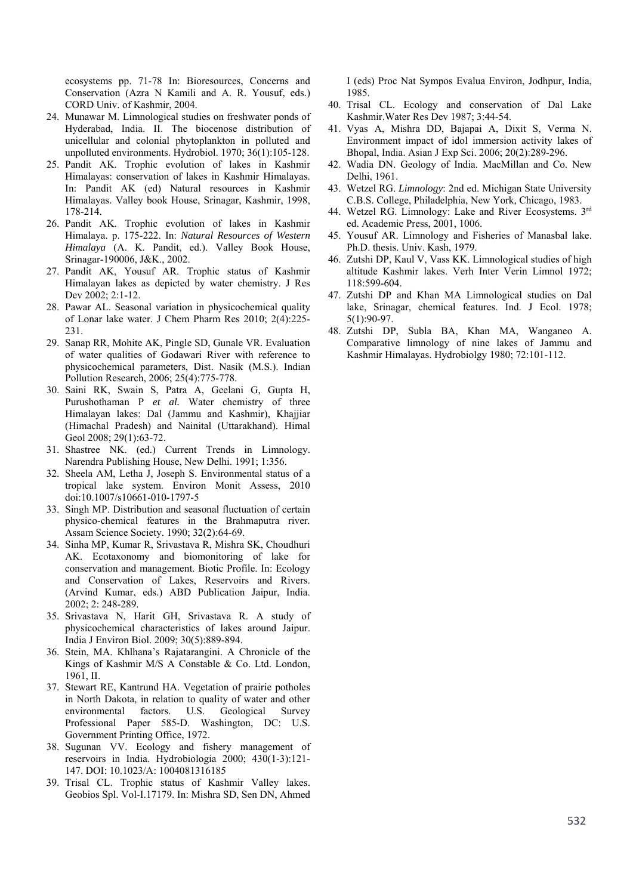ecosystems pp. 71-78 In: Bioresources, Concerns and Conservation (Azra N Kamili and A. R. Yousuf, eds.) CORD Univ. of Kashmir, 2004.

24. Munawar M. Limnological studies on freshwater ponds of Hyderabad, India. II. The biocenose distribution of unicellular and colonial phytoplankton in polluted and unpolluted environments. Hydrobiol. 1970; 36(1):105-128.
25. Pandit AK. Trophic evolution of lakes in Kashmir Himalayas: conservation of lakes in Kashmir Himalayas. In: Pandit AK (ed) Natural resources in Kashmir Himalayas. Valley book House, Srinagar, Kashmir, 1998, 178-214.
26. Pandit AK. Trophic evolution of lakes in Kashmir Himalaya. p. 175-222. In: *Natural Resources of Western Himalaya* (A. K. Pandit, ed.). Valley Book House, Srinagar-190006, J&K., 2002.
27. Pandit AK, Yousuf AR. Trophic status of Kashmir Himalayan lakes as depicted by water chemistry. J Res Dev 2002; 2:1-12.
28. Pawar AL. Seasonal variation in physicochemical quality of Lonar lake water. J Chem Pharm Res 2010; 2(4):225-231.
29. Sanap RR, Mohite AK, Pingle SD, Gunale VR. Evaluation of water qualities of Godawari River with reference to physicochemical parameters, Dist. Nasik (M.S.). Indian Pollution Research, 2006; 25(4):775-778.
30. Saini RK, Swain S, Patra A, Geelani G, Gupta H, Purushothaman P *et al.* Water chemistry of three Himalayan lakes: Dal (Jammu and Kashmir), Khajjiar (Himachal Pradesh) and Nainital (Uttarakhand). Himal Geol 2008; 29(1):63-72.
31. Shastree NK. (ed.) Current Trends in Limnology. Narendra Publishing House, New Delhi. 1991; 1:356.
32. Sheela AM, Letha J, Joseph S. Environmental status of a tropical lake system. Environ Monit Assess, 2010 doi:10.1007/s10661-010-1797-5
33. Singh MP. Distribution and seasonal fluctuation of certain physico-chemical features in the Brahmaputra river. Assam Science Society. 1990; 32(2):64-69.
34. Sinha MP, Kumar R, Srivastava R, Mishra SK, Choudhuri AK. Ecotaxonomy and biomonitoring of lake for conservation and management. Biotic Profile. In: Ecology and Conservation of Lakes, Reservoirs and Rivers. (Arvind Kumar, eds.) ABD Publication Jaipur, India. 2002; 2: 248-289.
35. Srivastava N, Harit GH, Srivastava R. A study of physicochemical characteristics of lakes around Jaipur. India J Environ Biol. 2009; 30(5):889-894.
36. Stein, MA. Khlhana's Rajatarangini. A Chronicle of the Kings of Kashmir M/S A Constable & Co. Ltd. London, 1961, II.
37. Stewart RE, Kantrund HA. Vegetation of prairie potholes in North Dakota, in relation to quality of water and other environmental factors. U.S. Geological Survey Professional Paper 585-D. Washington, DC: U.S. Government Printing Office, 1972.
38. Sugunan VV. Ecology and fishery management of reservoirs in India. Hydrobiologia 2000; 430(1-3):121-147. DOI: 10.1023/A: 1004081316185
39. Trisal CL. Trophic status of Kashmir Valley lakes. Geobios Spl. Vol-I.17179. In: Mishra SD, Sen DN, Ahmed I (eds) Proc Nat Sympos Evalua Environ, Jodhpur, India, 1985.
40. Trisal CL. Ecology and conservation of Dal Lake Kashmir.Water Res Dev 1987; 3:44-54.
41. Vyas A, Mishra DD, Bajapai A, Dixit S, Verma N. Environment impact of idol immersion activity lakes of Bhopal, India. Asian J Exp Sci. 2006; 20(2):289-296.
42. Wadia DN. Geology of India. MacMillan and Co. New Delhi, 1961.
43. Wetzel RG. *Limnology*: 2nd ed. Michigan State University C.B.S. College, Philadelphia, New York, Chicago, 1983.
44. Wetzel RG. Limnology: Lake and River Ecosystems. 3rd ed. Academic Press, 2001, 1006.
45. Yousuf AR. Limnology and Fisheries of Manasbal lake. Ph.D. thesis. Univ. Kash, 1979.
46. Zutshi DP, Kaul V, Vass KK. Limnological studies of high altitude Kashmir lakes. Verh Inter Verin Limnol 1972; 118:599-604.
47. Zutshi DP and Khan MA Limnological studies on Dal lake, Srinagar, chemical features. Ind. J Ecol. 1978; 5(1):90-97.
48. Zutshi DP, Subla BA, Khan MA, Wanganeo A. Comparative limnology of nine lakes of Jammu and Kashmir Himalayas. Hydrobiolgy 1980; 72:101-112.